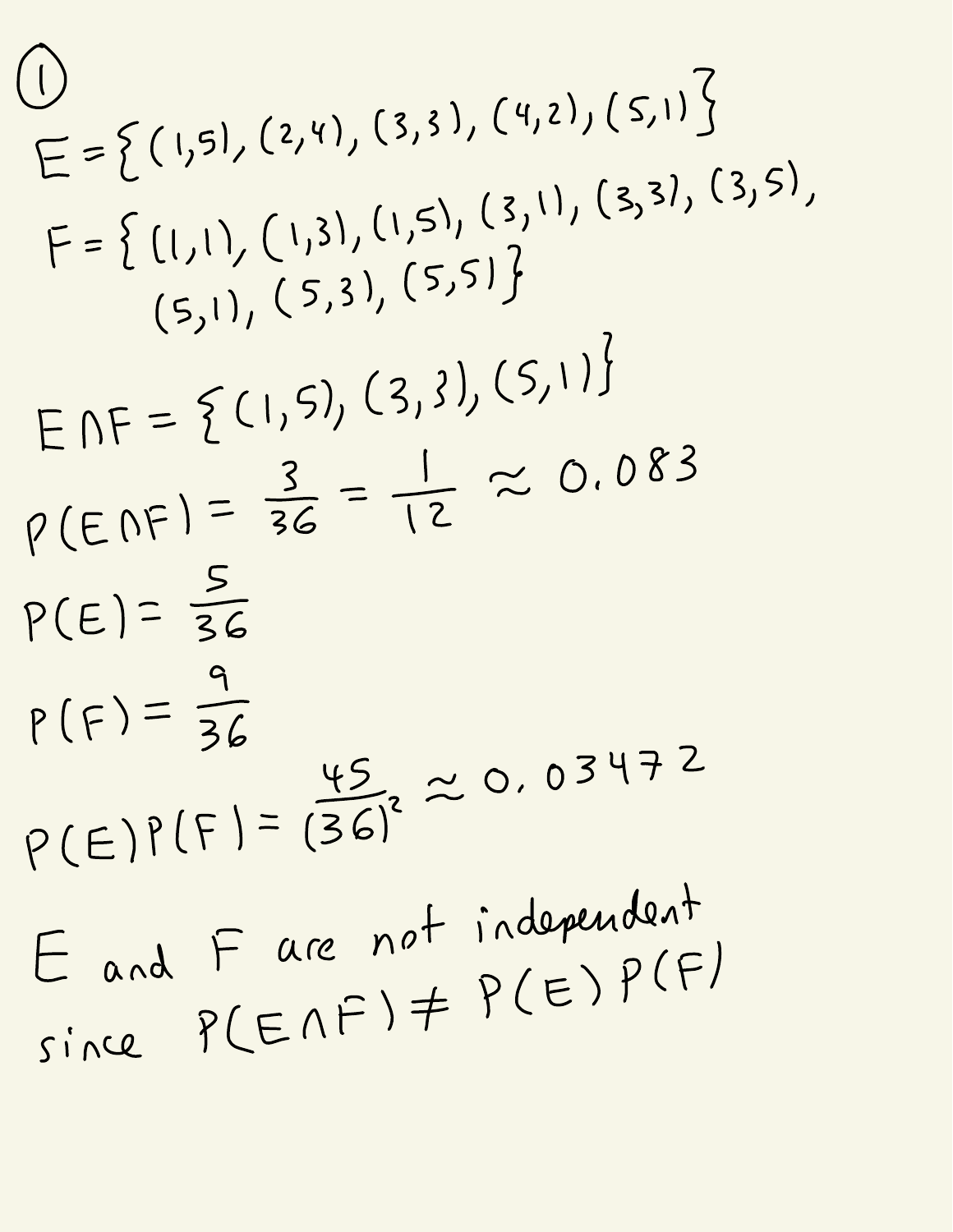①

$E = \{(1,5), (2,4), (3,3), (4,2), (5,1)\}$

$F = \{(1,1), (1,3), (1,5), (3,1), (3,3), (3,5), (5,1), (5,3), (5,5)\}$

$E \cap F = \{(1,5), (3,3), (5,1)\}$

$P(E \cap F) = \frac{3}{36} = \frac{1}{12} \approx 0.083$

$P(E) = \frac{5}{36}$

$P(F) = \frac{9}{36}$

$P(E)P(F) = \frac{45}{(36)^2} \approx 0.03472$

E and F are not independent since $P(E \cap F) \neq P(E)P(F)$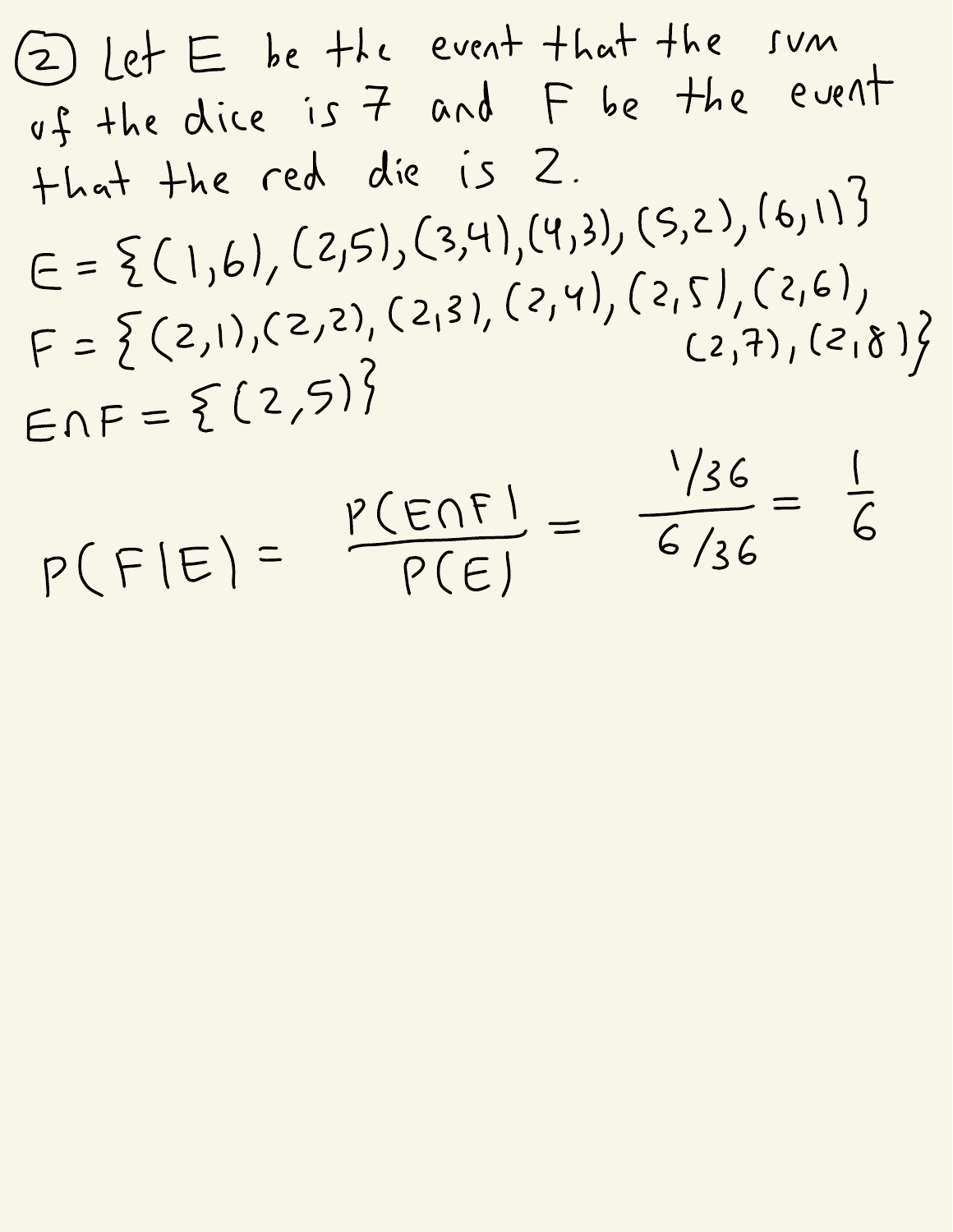(2) Let $E$ be the event that the sum of the dice is 7 and $F$ be the event that the red die is 2.

$E = \{(1,6), (2,5), (3,4), (4,3), (5,2), (6,1)\}$

$F = \{(2,1), (2,2), (2,3), (2,4), (2,5), (2,6), (2,7), (2,8)\}$

$E \cap F = \{(2,5)\}$

$$P(F|E) = \frac{P(E \cap F)}{P(E)} = \frac{1/36}{6/36} = \frac{1}{6}$$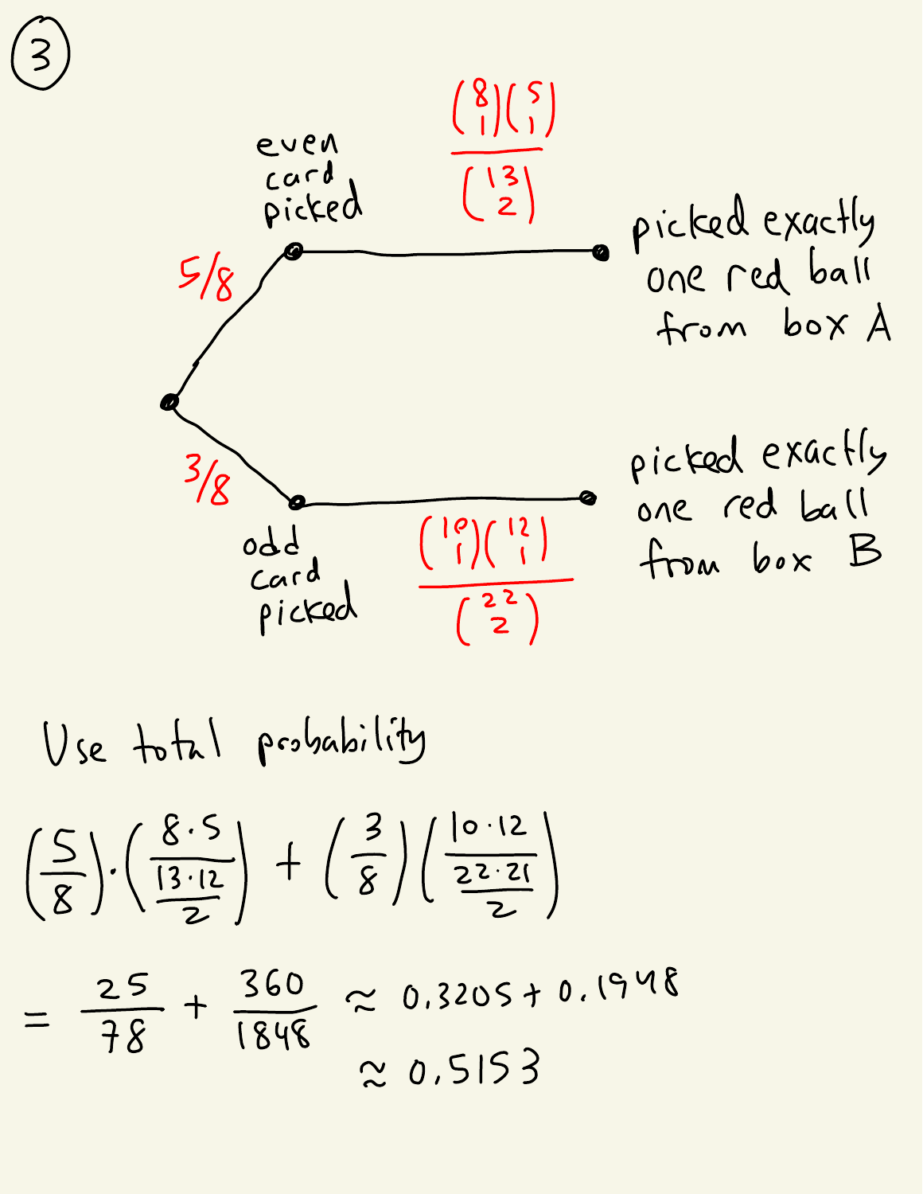### 3

Tree diagram:

- Start → **even card picked** with probability $5/8$ → **picked exactly one red ball from box A** with probability $\dfrac{\binom{8}{1}\binom{5}{1}}{\binom{13}{2}}$
- Start → **odd card picked** with probability $3/8$ → **picked exactly one red ball from box B** with probability $\dfrac{\binom{10}{1}\binom{12}{1}}{\binom{22}{2}}$

Use total probability

$$\left(\frac{5}{8}\right)\cdot\left(\frac{8\cdot 5}{\frac{13\cdot 12}{2}}\right) + \left(\frac{3}{8}\right)\left(\frac{10\cdot 12}{\frac{22\cdot 21}{2}}\right)$$

$$= \frac{25}{78} + \frac{360}{1848} \approx 0.3205 + 0.1948$$

$$\approx 0.5153$$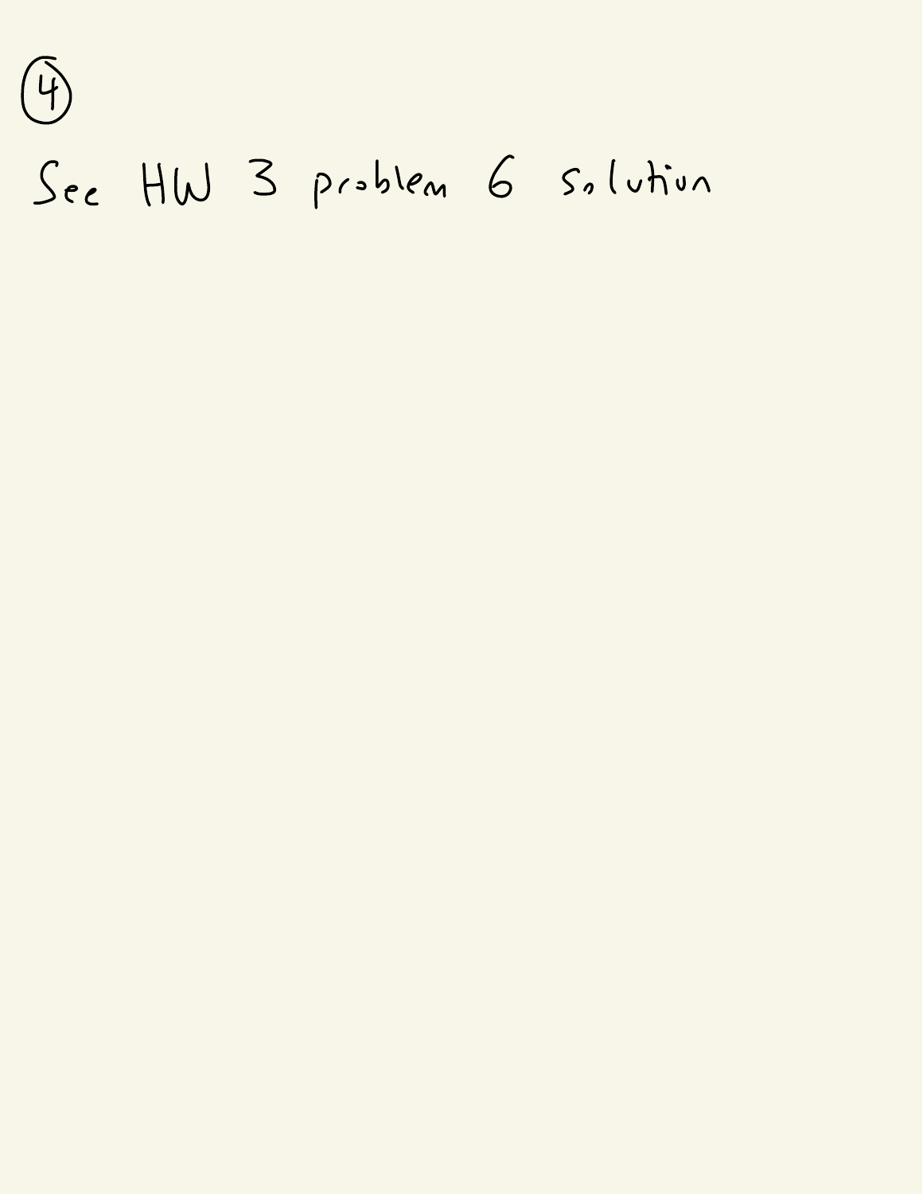④

See HW 3 problem 6 solution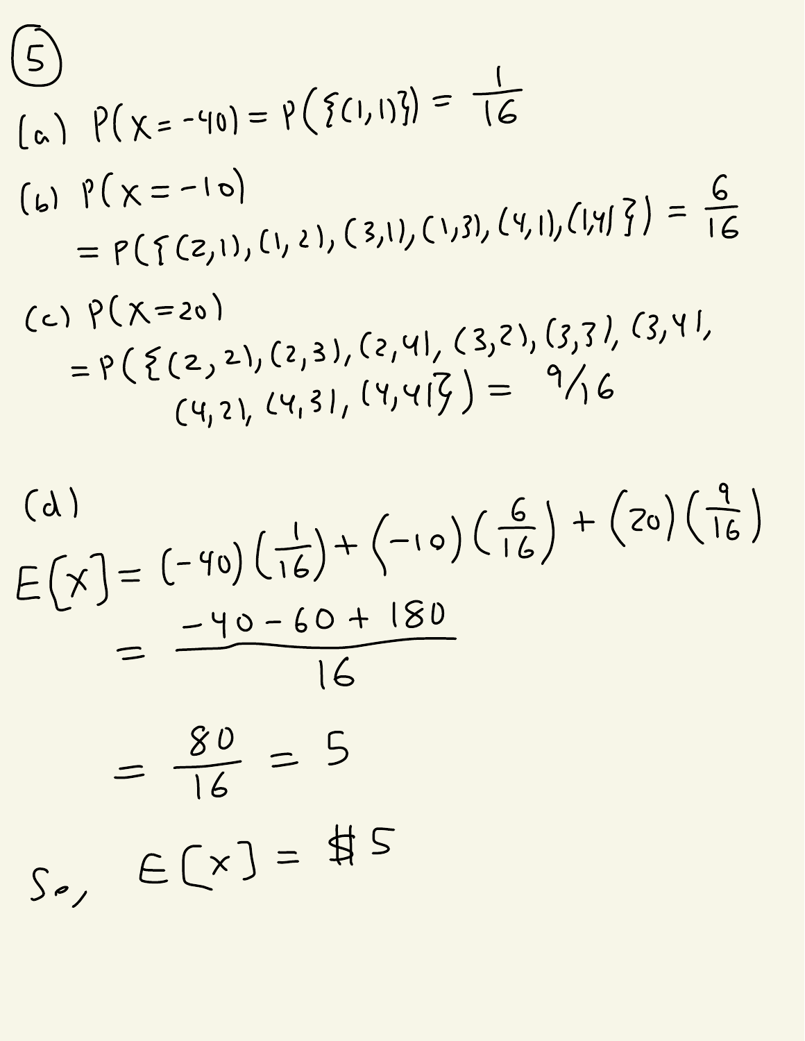(5)

(a) $P(X=-40) = P(\{(1,1)\}) = \frac{1}{16}$

(b) $P(X=-10)$

$$= P(\{(2,1),(1,2),(3,1),(1,3),(4,1),(1,4)\}) = \frac{6}{16}$$

(c) $P(X=20)$

$$= P(\{(2,2),(2,3),(2,4),(3,2),(3,3),(3,4),(4,2),(4,3),(4,4)\}) = 9/16$$

(d)

$$E[X] = (-40)\left(\frac{1}{16}\right) + (-10)\left(\frac{6}{16}\right) + (20)\left(\frac{9}{16}\right)$$

$$= \frac{-40-60+180}{16}$$

$$= \frac{80}{16} = 5$$

So, $E[X] = \$5$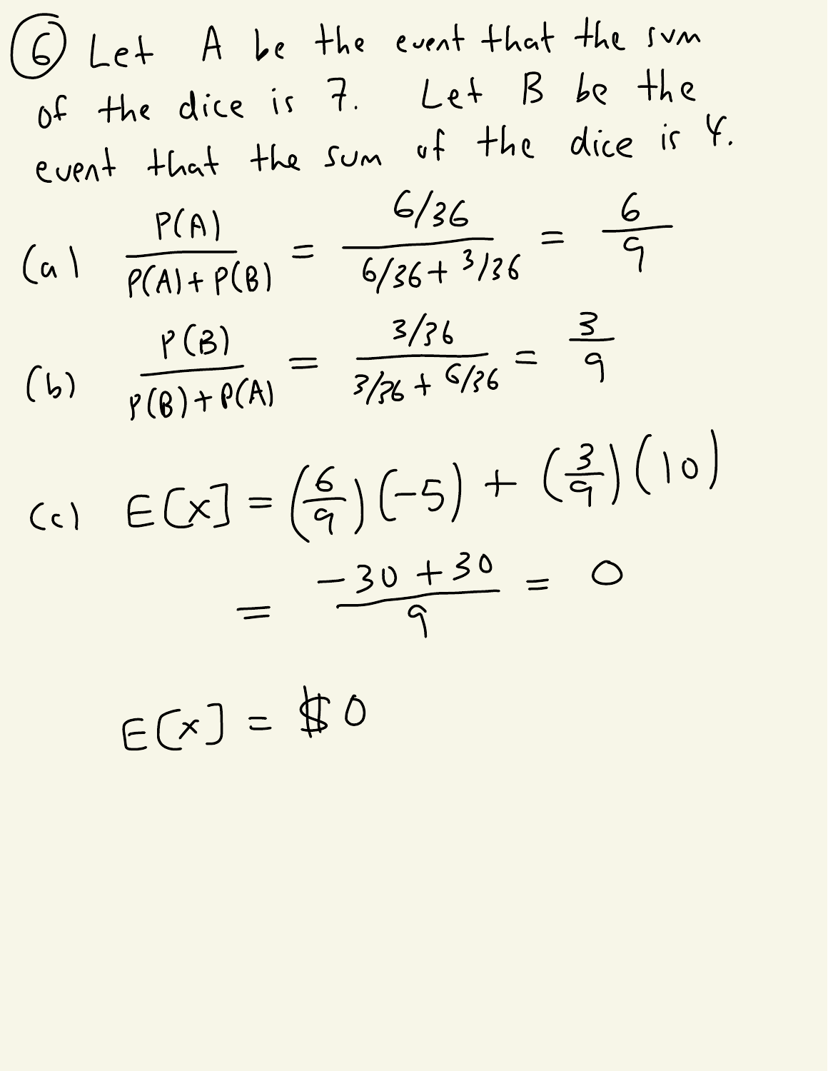⑥ Let $A$ be the event that the sum of the dice is 7. Let $B$ be the event that the sum of the dice is 4.

(a) $$\frac{P(A)}{P(A)+P(B)} = \frac{6/36}{6/36+3/36} = \frac{6}{9}$$

(b) $$\frac{P(B)}{P(B)+P(A)} = \frac{3/36}{3/36+6/36} = \frac{3}{9}$$

(c) $$E[X] = \left(\frac{6}{9}\right)(-5) + \left(\frac{3}{9}\right)(10)$$

$$= \frac{-30+30}{9} = 0$$

$$E[X] = \$0$$